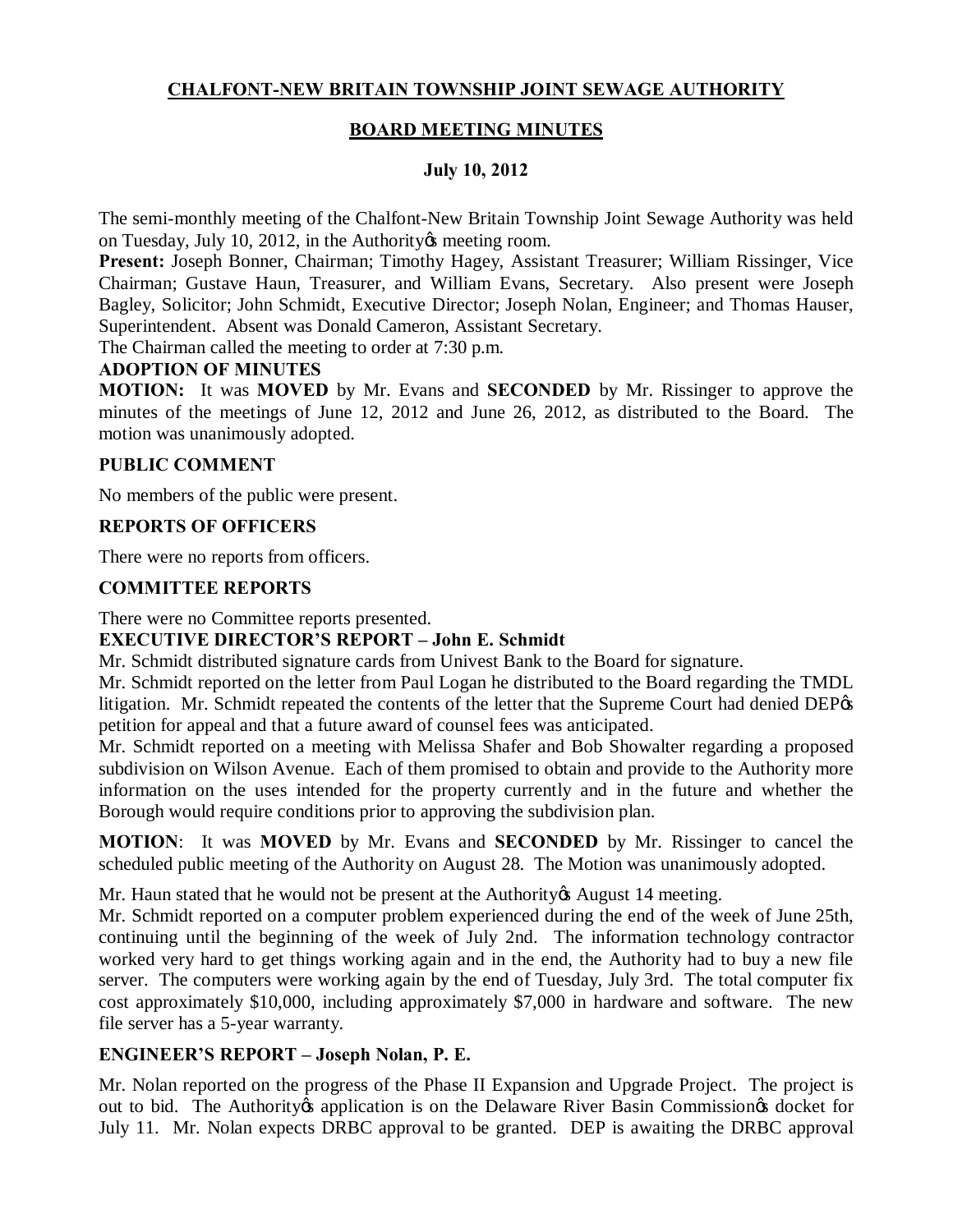# CHALFONT-NEW BRITAIN TOWNSHIP JOINT SEWAGE AUTHORITY

## BOARD MEETING MINUTES

### July 10, 2012

The semi-monthly meeting of the Chalfont-New Britain Township Joint Sewage Authority was held on Tuesday, July 10, 2012, in the Authority's meeting room.

**Present:** Joseph Bonner, Chairman; Timothy Hagey, Assistant Treasurer; William Rissinger, Vice Chairman; Gustave Haun, Treasurer, and William Evans, Secretary. Also present were Joseph Bagley, Solicitor; John Schmidt, Executive Director; Joseph Nolan, Engineer; and Thomas Hauser, Superintendent. Absent was Donald Cameron, Assistant Secretary.

The Chairman called the meeting to order at 7:30 p.m.

**ADOPTION OF MINUTES**

**MOTION:** It was **MOVED** by Mr. Evans and **SECONDED** by Mr. Rissinger to approve the minutes of the meetings of June 12, 2012 and June 26, 2012, as distributed to the Board. The motion was unanimously adopted.

**PUBLIC COMMENT**

No members of the public were present.

**REPORTS OF OFFICERS**

There were no reports from officers.

**COMMITTEE REPORTS**

There were no Committee reports presented.

**EXECUTIVE DIRECTOR'S REPORT – John E. Schmidt**

Mr. Schmidt distributed signature cards from Univest Bank to the Board for signature.

Mr. Schmidt reported on the letter from Paul Logan he distributed to the Board regarding the TMDL litigation. Mr. Schmidt repeated the contents of the letter that the Supreme Court had denied DEP's petition for appeal and that a future award of counsel fees was anticipated.

Mr. Schmidt reported on a meeting with Melissa Shafer and Bob Showalter regarding a proposed subdivision on Wilson Avenue. Each of them promised to obtain and provide to the Authority more information on the uses intended for the property currently and in the future and whether the Borough would require conditions prior to approving the subdivision plan.

**MOTION**: It was **MOVED** by Mr. Evans and **SECONDED** by Mr. Rissinger to cancel the scheduled public meeting of the Authority on August 28. The Motion was unanimously adopted.

Mr. Haun stated that he would not be present at the Authority's August 14 meeting.

Mr. Schmidt reported on a computer problem experienced during the end of the week of June 25th, continuing until the beginning of the week of July 2nd. The information technology contractor worked very hard to get things working again and in the end, the Authority had to buy a new file server. The computers were working again by the end of Tuesday, July 3rd. The total computer fix cost approximately $10,000, including approximately $7,000 in hardware and software. The new file server has a 5-year warranty.

**ENGINEER'S REPORT – Joseph Nolan, P. E.**

Mr. Nolan reported on the progress of the Phase II Expansion and Upgrade Project. The project is out to bid. The Authority's application is on the Delaware River Basin Commission's docket for July 11. Mr. Nolan expects DRBC approval to be granted. DEP is awaiting the DRBC approval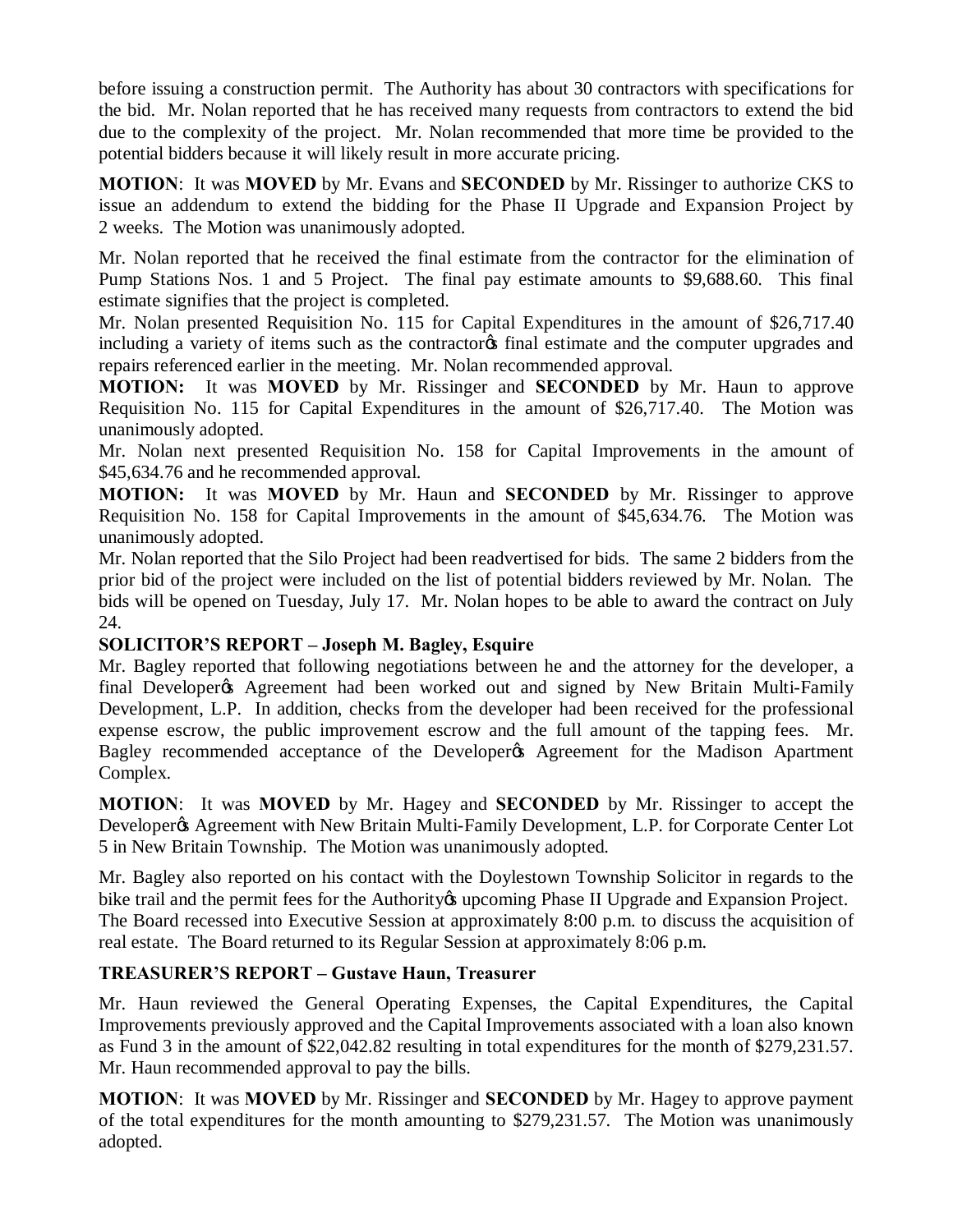before issuing a construction permit. The Authority has about 30 contractors with specifications for the bid. Mr. Nolan reported that he has received many requests from contractors to extend the bid due to the complexity of the project. Mr. Nolan recommended that more time be provided to the potential bidders because it will likely result in more accurate pricing.

**MOTION**: It was **MOVED** by Mr. Evans and **SECONDED** by Mr. Rissinger to authorize CKS to issue an addendum to extend the bidding for the Phase II Upgrade and Expansion Project by 2 weeks. The Motion was unanimously adopted.

Mr. Nolan reported that he received the final estimate from the contractor for the elimination of Pump Stations Nos. 1 and 5 Project. The final pay estimate amounts to $9,688.60. This final estimate signifies that the project is completed.

Mr. Nolan presented Requisition No. 115 for Capital Expenditures in the amount of $26,717.40 including a variety of items such as the contractor's final estimate and the computer upgrades and repairs referenced earlier in the meeting. Mr. Nolan recommended approval.

**MOTION:** It was **MOVED** by Mr. Rissinger and **SECONDED** by Mr. Haun to approve Requisition No. 115 for Capital Expenditures in the amount of $26,717.40. The Motion was unanimously adopted.

Mr. Nolan next presented Requisition No. 158 for Capital Improvements in the amount of $45,634.76 and he recommended approval.

**MOTION:** It was **MOVED** by Mr. Haun and **SECONDED** by Mr. Rissinger to approve Requisition No. 158 for Capital Improvements in the amount of $45,634.76. The Motion was unanimously adopted.

Mr. Nolan reported that the Silo Project had been readvertised for bids. The same 2 bidders from the prior bid of the project were included on the list of potential bidders reviewed by Mr. Nolan. The bids will be opened on Tuesday, July 17. Mr. Nolan hopes to be able to award the contract on July 24.

**SOLICITOR'S REPORT – Joseph M. Bagley, Esquire**

Mr. Bagley reported that following negotiations between he and the attorney for the developer, a final Developer's Agreement had been worked out and signed by New Britain Multi-Family Development, L.P. In addition, checks from the developer had been received for the professional expense escrow, the public improvement escrow and the full amount of the tapping fees. Mr. Bagley recommended acceptance of the Developer's Agreement for the Madison Apartment Complex.

**MOTION**: It was **MOVED** by Mr. Hagey and **SECONDED** by Mr. Rissinger to accept the Developer's Agreement with New Britain Multi-Family Development, L.P. for Corporate Center Lot 5 in New Britain Township. The Motion was unanimously adopted.

Mr. Bagley also reported on his contact with the Doylestown Township Solicitor in regards to the bike trail and the permit fees for the Authority's upcoming Phase II Upgrade and Expansion Project.

The Board recessed into Executive Session at approximately 8:00 p.m. to discuss the acquisition of real estate. The Board returned to its Regular Session at approximately 8:06 p.m.

**TREASURER'S REPORT – Gustave Haun, Treasurer**

Mr. Haun reviewed the General Operating Expenses, the Capital Expenditures, the Capital Improvements previously approved and the Capital Improvements associated with a loan also known as Fund 3 in the amount of $22,042.82 resulting in total expenditures for the month of $279,231.57. Mr. Haun recommended approval to pay the bills.

**MOTION**: It was **MOVED** by Mr. Rissinger and **SECONDED** by Mr. Hagey to approve payment of the total expenditures for the month amounting to $279,231.57. The Motion was unanimously adopted.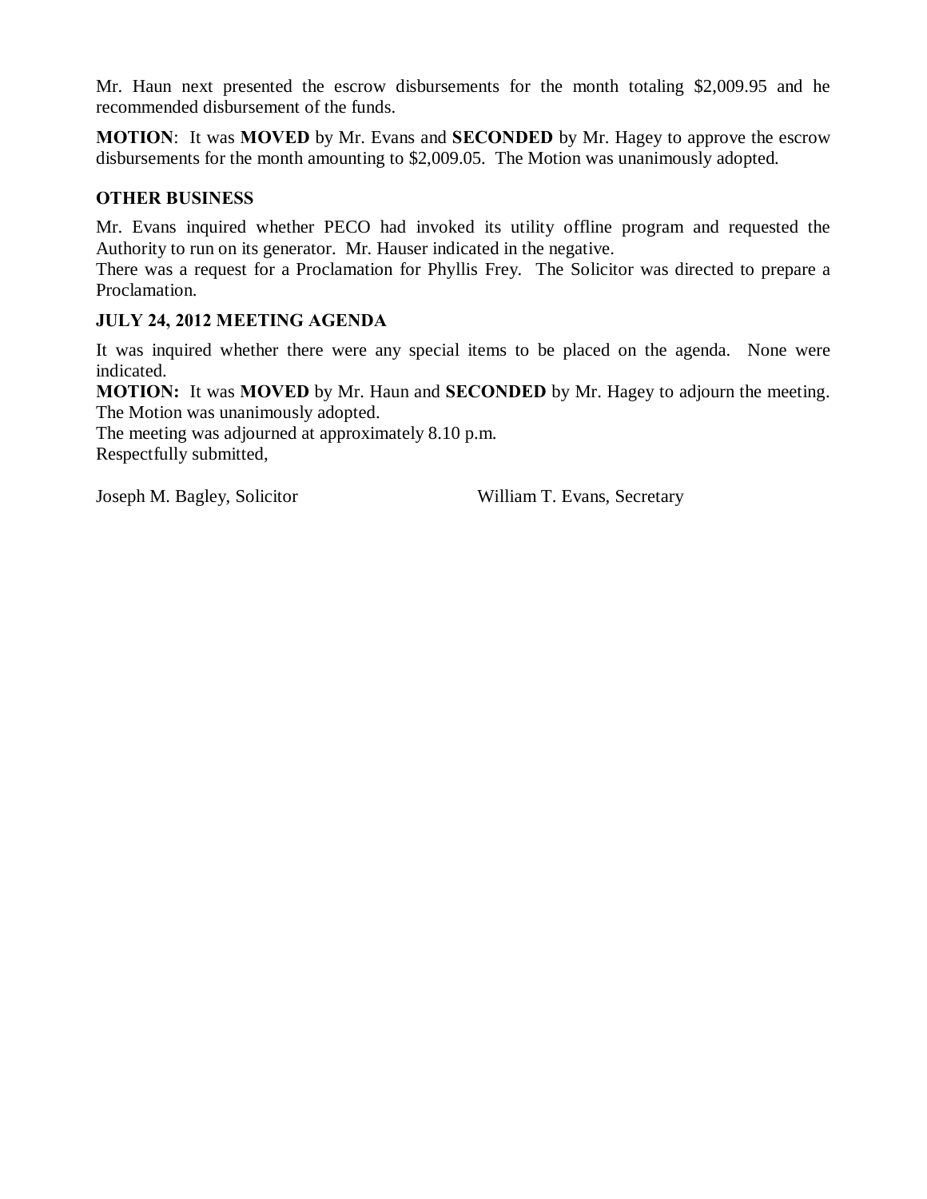Mr. Haun next presented the escrow disbursements for the month totaling $2,009.95 and he recommended disbursement of the funds.

**MOTION**: It was **MOVED** by Mr. Evans and **SECONDED** by Mr. Hagey to approve the escrow disbursements for the month amounting to $2,009.05. The Motion was unanimously adopted.

## OTHER BUSINESS

Mr. Evans inquired whether PECO had invoked its utility offline program and requested the Authority to run on its generator. Mr. Hauser indicated in the negative.

There was a request for a Proclamation for Phyllis Frey. The Solicitor was directed to prepare a Proclamation.

## JULY 24, 2012 MEETING AGENDA

It was inquired whether there were any special items to be placed on the agenda. None were indicated.

**MOTION:** It was **MOVED** by Mr. Haun and **SECONDED** by Mr. Hagey to adjourn the meeting. The Motion was unanimously adopted.

The meeting was adjourned at approximately 8.10 p.m.

Respectfully submitted,

Joseph M. Bagley, Solicitor

William T. Evans, Secretary